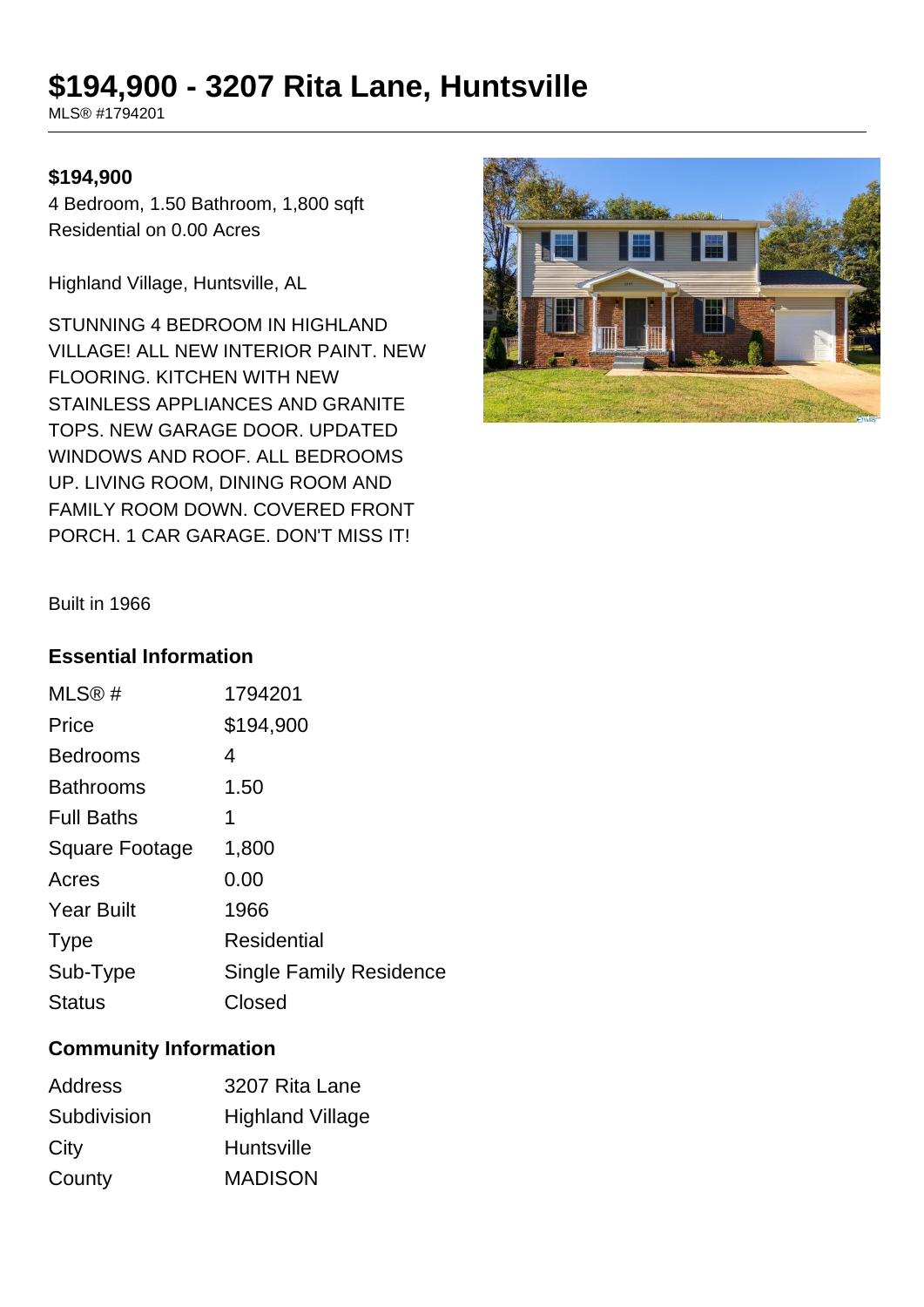# $194,900 - 3207 Rita Lane, Huntsville

MLS® #1794201

**$194,900**

4 Bedroom, 1.50 Bathroom, 1,800 sqft
Residential on 0.00 Acres

Highland Village, Huntsville, AL

STUNNING 4 BEDROOM IN HIGHLAND VILLAGE! ALL NEW INTERIOR PAINT. NEW FLOORING. KITCHEN WITH NEW STAINLESS APPLIANCES AND GRANITE TOPS. NEW GARAGE DOOR. UPDATED WINDOWS AND ROOF. ALL BEDROOMS UP. LIVING ROOM, DINING ROOM AND FAMILY ROOM DOWN. COVERED FRONT PORCH. 1 CAR GARAGE. DON'T MISS IT!

Built in 1966

## Essential Information

| | |
|---|---|
| MLS® # | 1794201 |
| Price | $194,900 |
| Bedrooms | 4 |
| Bathrooms | 1.50 |
| Full Baths | 1 |
| Square Footage | 1,800 |
| Acres | 0.00 |
| Year Built | 1966 |
| Type | Residential |
| Sub-Type | Single Family Residence |
| Status | Closed |

## Community Information

| | |
|---|---|
| Address | 3207 Rita Lane |
| Subdivision | Highland Village |
| City | Huntsville |
| County | MADISON |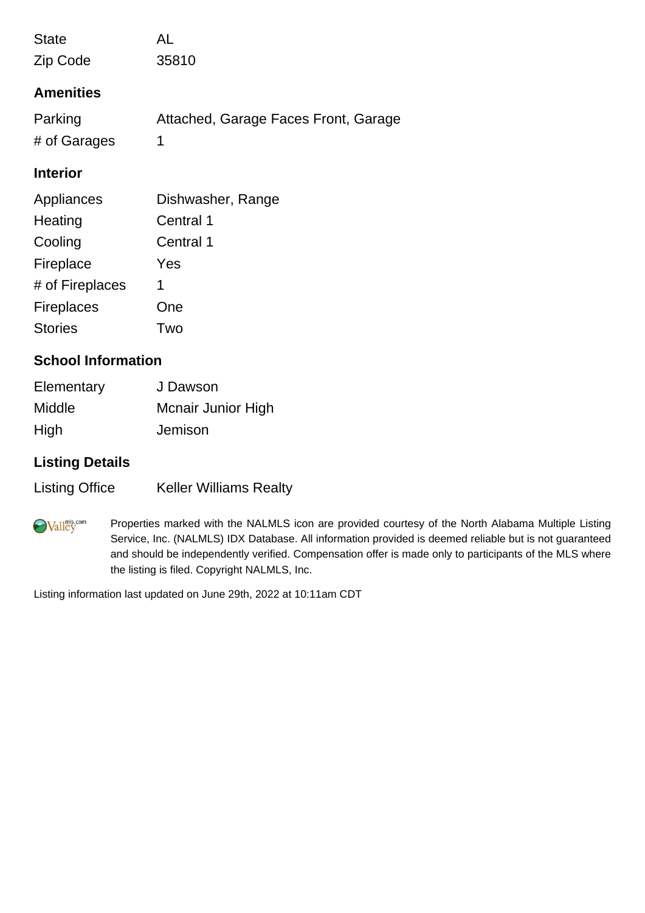| | |
|---|---|
| State | AL |
| Zip Code | 35810 |

### Amenities

| | |
|---|---|
| Parking | Attached, Garage Faces Front, Garage |
| # of Garages | 1 |

### Interior

| | |
|---|---|
| Appliances | Dishwasher, Range |
| Heating | Central 1 |
| Cooling | Central 1 |
| Fireplace | Yes |
| # of Fireplaces | 1 |
| Fireplaces | One |
| Stories | Two |

### School Information

| | |
|---|---|
| Elementary | J Dawson |
| Middle | Mcnair Junior High |
| High | Jemison |

### Listing Details

| | |
|---|---|
| Listing Office | Keller Williams Realty |

Valleymls.com

Properties marked with the NALMLS icon are provided courtesy of the North Alabama Multiple Listing Service, Inc. (NALMLS) IDX Database. All information provided is deemed reliable but is not guaranteed and should be independently verified. Compensation offer is made only to participants of the MLS where the listing is filed. Copyright NALMLS, Inc.

Listing information last updated on June 29th, 2022 at 10:11am CDT